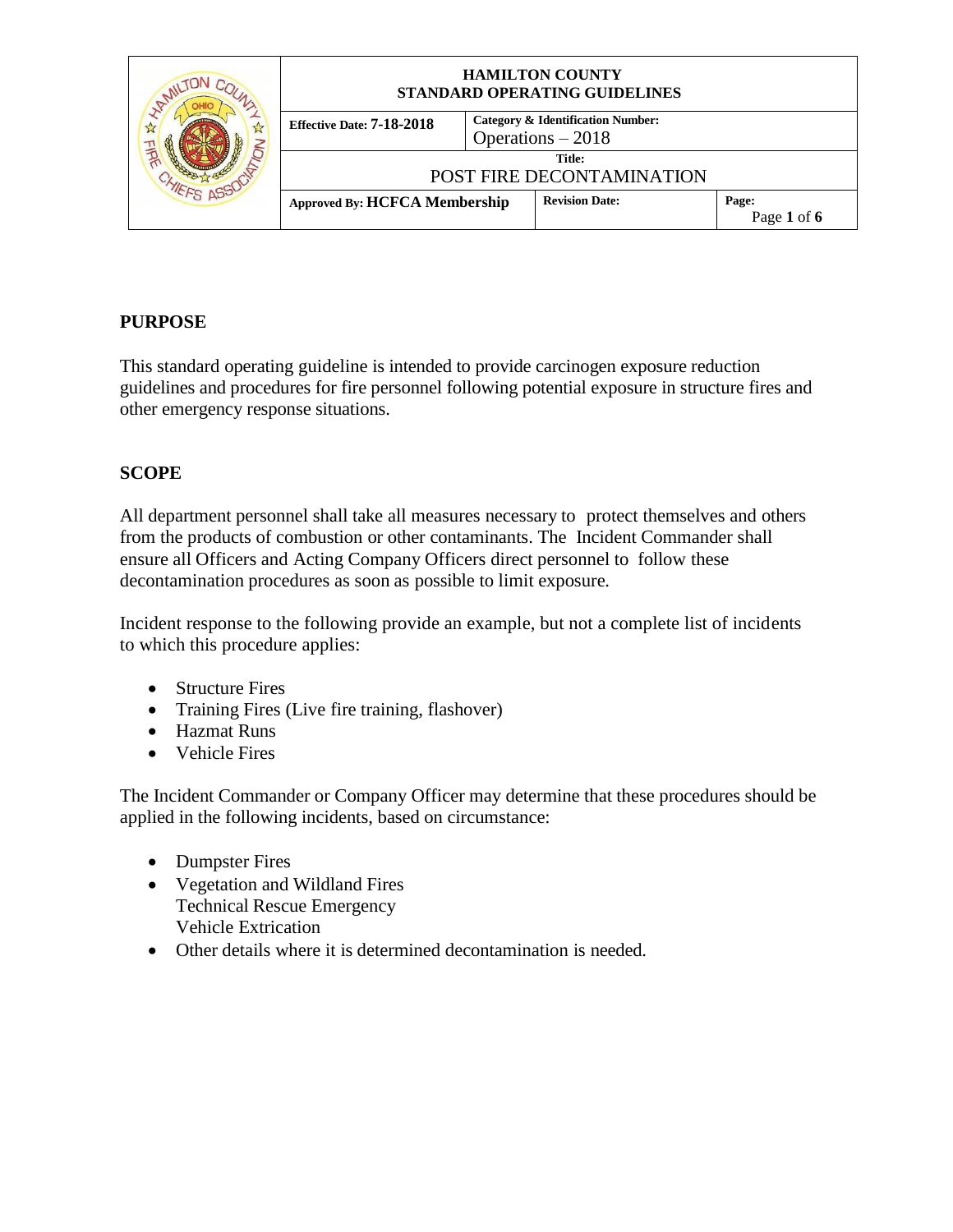| | HAMILTON COUNTY STANDARD OPERATING GUIDELINES | | |
|---|---|---|---|
| | **Effective Date:** 7-18-2018 | **Category & Identification Number:** Operations – 2018 | |
| | **Title:** POST FIRE DECONTAMINATION | | |
| | **Approved By:** HCFCA Membership | **Revision Date:** | **Page:** Page 1 of 6 |

## PURPOSE

This standard operating guideline is intended to provide carcinogen exposure reduction guidelines and procedures for fire personnel following potential exposure in structure fires and other emergency response situations.

## SCOPE

All department personnel shall take all measures necessary to protect themselves and others from the products of combustion or other contaminants. The Incident Commander shall ensure all Officers and Acting Company Officers direct personnel to follow these decontamination procedures as soon as possible to limit exposure.

Incident response to the following provide an example, but not a complete list of incidents to which this procedure applies:

- Structure Fires
- Training Fires (Live fire training, flashover)
- Hazmat Runs
- Vehicle Fires

The Incident Commander or Company Officer may determine that these procedures should be applied in the following incidents, based on circumstance:

- Dumpster Fires
- Vegetation and Wildland Fires
  Technical Rescue Emergency
  Vehicle Extrication
- Other details where it is determined decontamination is needed.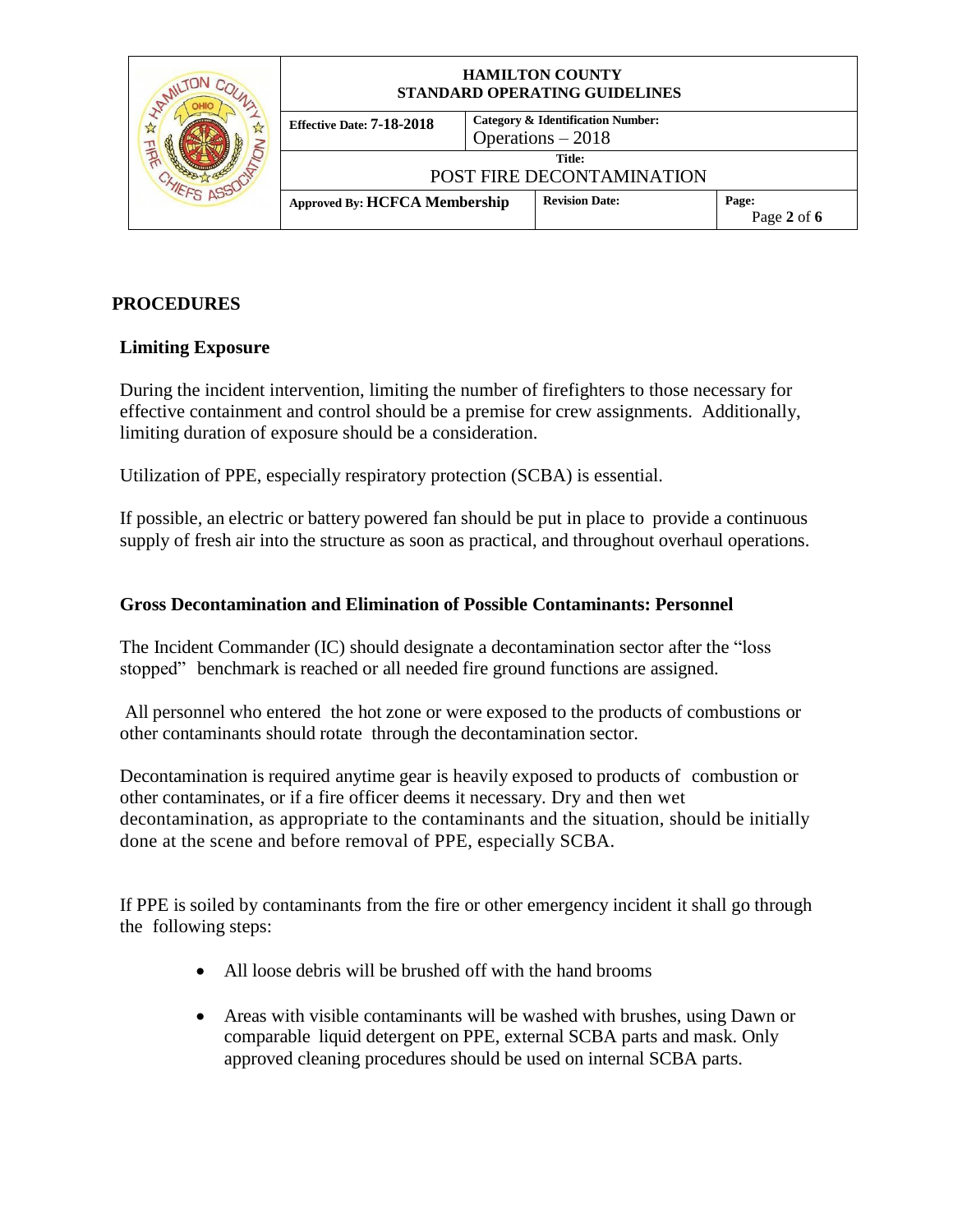## PROCEDURES

### Limiting Exposure

During the incident intervention, limiting the number of firefighters to those necessary for effective containment and control should be a premise for crew assignments. Additionally, limiting duration of exposure should be a consideration.

Utilization of PPE, especially respiratory protection (SCBA) is essential.

If possible, an electric or battery powered fan should be put in place to provide a continuous supply of fresh air into the structure as soon as practical, and throughout overhaul operations.

### Gross Decontamination and Elimination of Possible Contaminants: Personnel

The Incident Commander (IC) should designate a decontamination sector after the "loss stopped" benchmark is reached or all needed fire ground functions are assigned.

All personnel who entered the hot zone or were exposed to the products of combustions or other contaminants should rotate through the decontamination sector.

Decontamination is required anytime gear is heavily exposed to products of combustion or other contaminates, or if a fire officer deems it necessary. Dry and then wet decontamination, as appropriate to the contaminants and the situation, should be initially done at the scene and before removal of PPE, especially SCBA.

If PPE is soiled by contaminants from the fire or other emergency incident it shall go through the following steps:

- All loose debris will be brushed off with the hand brooms
- Areas with visible contaminants will be washed with brushes, using Dawn or comparable liquid detergent on PPE, external SCBA parts and mask. Only approved cleaning procedures should be used on internal SCBA parts.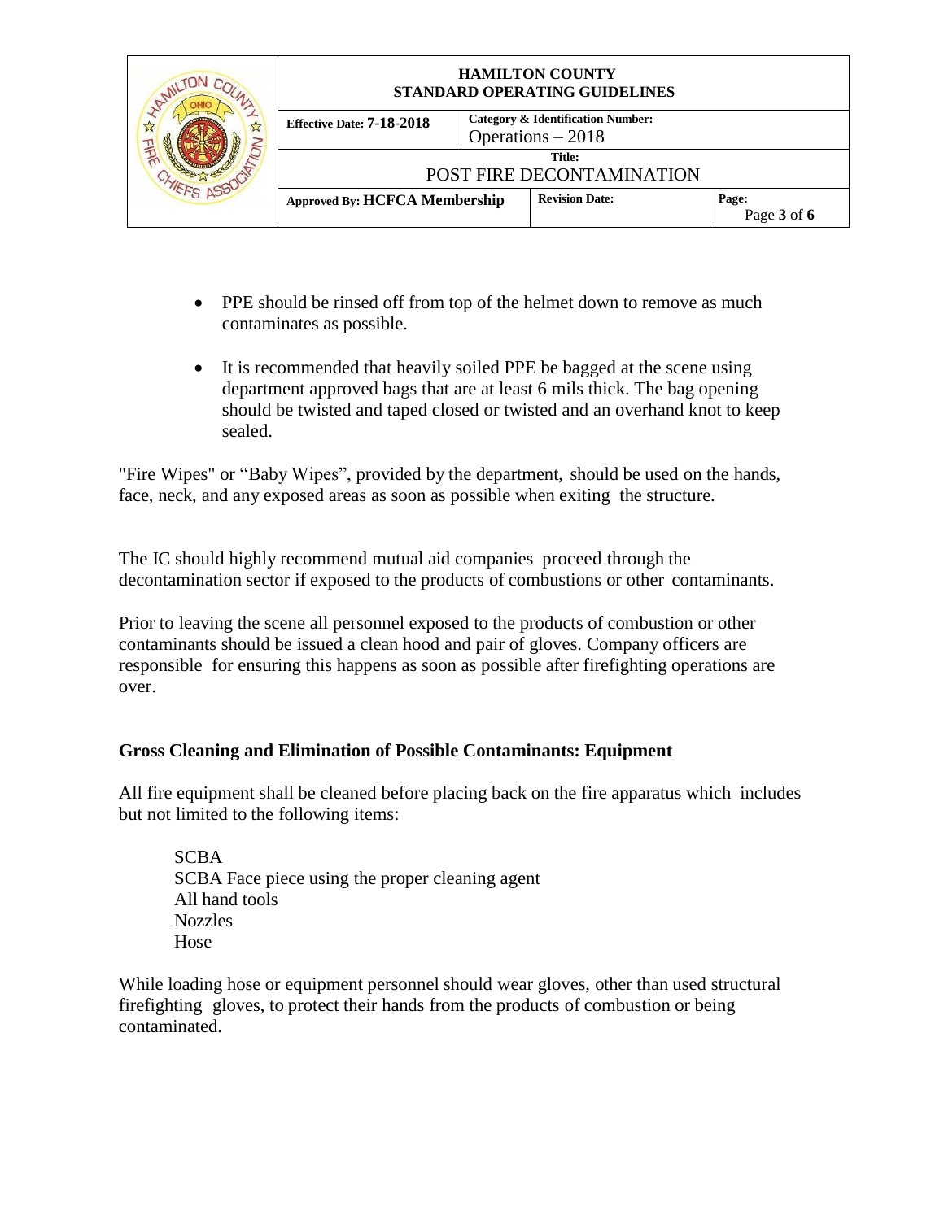- PPE should be rinsed off from top of the helmet down to remove as much contaminates as possible.
- It is recommended that heavily soiled PPE be bagged at the scene using department approved bags that are at least 6 mils thick. The bag opening should be twisted and taped closed or twisted and an overhand knot to keep sealed.

"Fire Wipes" or "Baby Wipes", provided by the department, should be used on the hands, face, neck, and any exposed areas as soon as possible when exiting the structure.

The IC should highly recommend mutual aid companies proceed through the decontamination sector if exposed to the products of combustions or other contaminants.

Prior to leaving the scene all personnel exposed to the products of combustion or other contaminants should be issued a clean hood and pair of gloves. Company officers are responsible for ensuring this happens as soon as possible after firefighting operations are over.

**Gross Cleaning and Elimination of Possible Contaminants: Equipment**

All fire equipment shall be cleaned before placing back on the fire apparatus which includes but not limited to the following items:

SCBA
SCBA Face piece using the proper cleaning agent
All hand tools
Nozzles
Hose

While loading hose or equipment personnel should wear gloves, other than used structural firefighting gloves, to protect their hands from the products of combustion or being contaminated.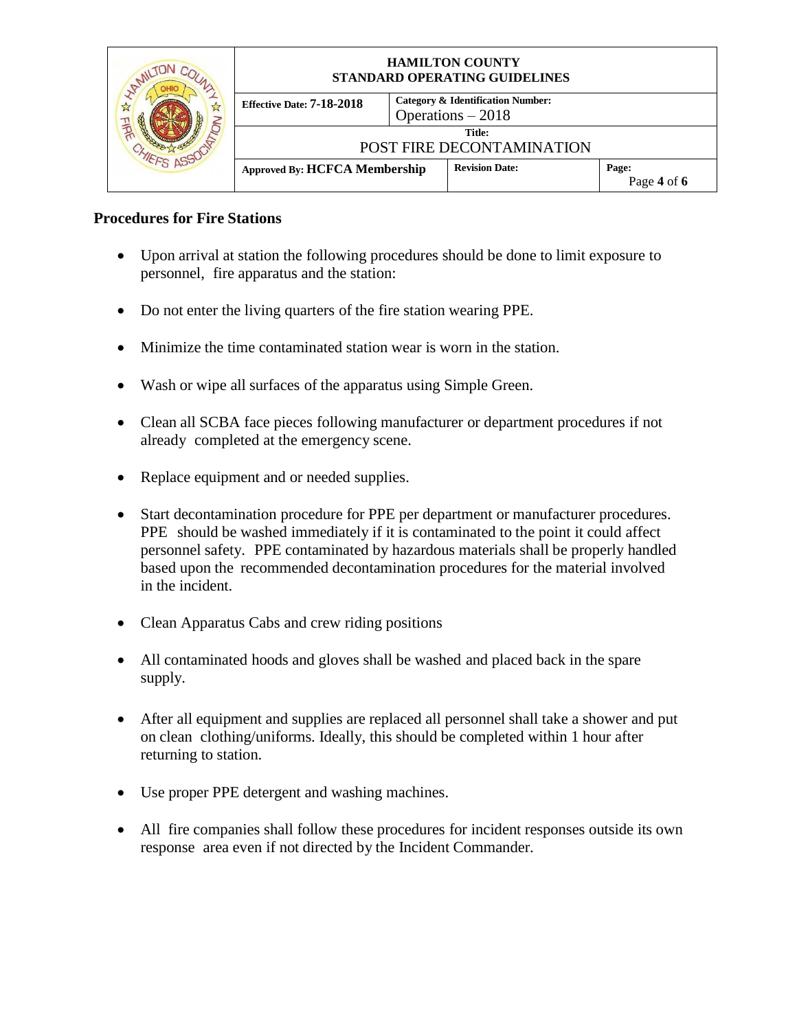## Procedures for Fire Stations

- Upon arrival at station the following procedures should be done to limit exposure to personnel, fire apparatus and the station:
- Do not enter the living quarters of the fire station wearing PPE.
- Minimize the time contaminated station wear is worn in the station.
- Wash or wipe all surfaces of the apparatus using Simple Green.
- Clean all SCBA face pieces following manufacturer or department procedures if not already completed at the emergency scene.
- Replace equipment and or needed supplies.
- Start decontamination procedure for PPE per department or manufacturer procedures. PPE should be washed immediately if it is contaminated to the point it could affect personnel safety. PPE contaminated by hazardous materials shall be properly handled based upon the recommended decontamination procedures for the material involved in the incident.
- Clean Apparatus Cabs and crew riding positions
- All contaminated hoods and gloves shall be washed and placed back in the spare supply.
- After all equipment and supplies are replaced all personnel shall take a shower and put on clean clothing/uniforms. Ideally, this should be completed within 1 hour after returning to station.
- Use proper PPE detergent and washing machines.
- All fire companies shall follow these procedures for incident responses outside its own response area even if not directed by the Incident Commander.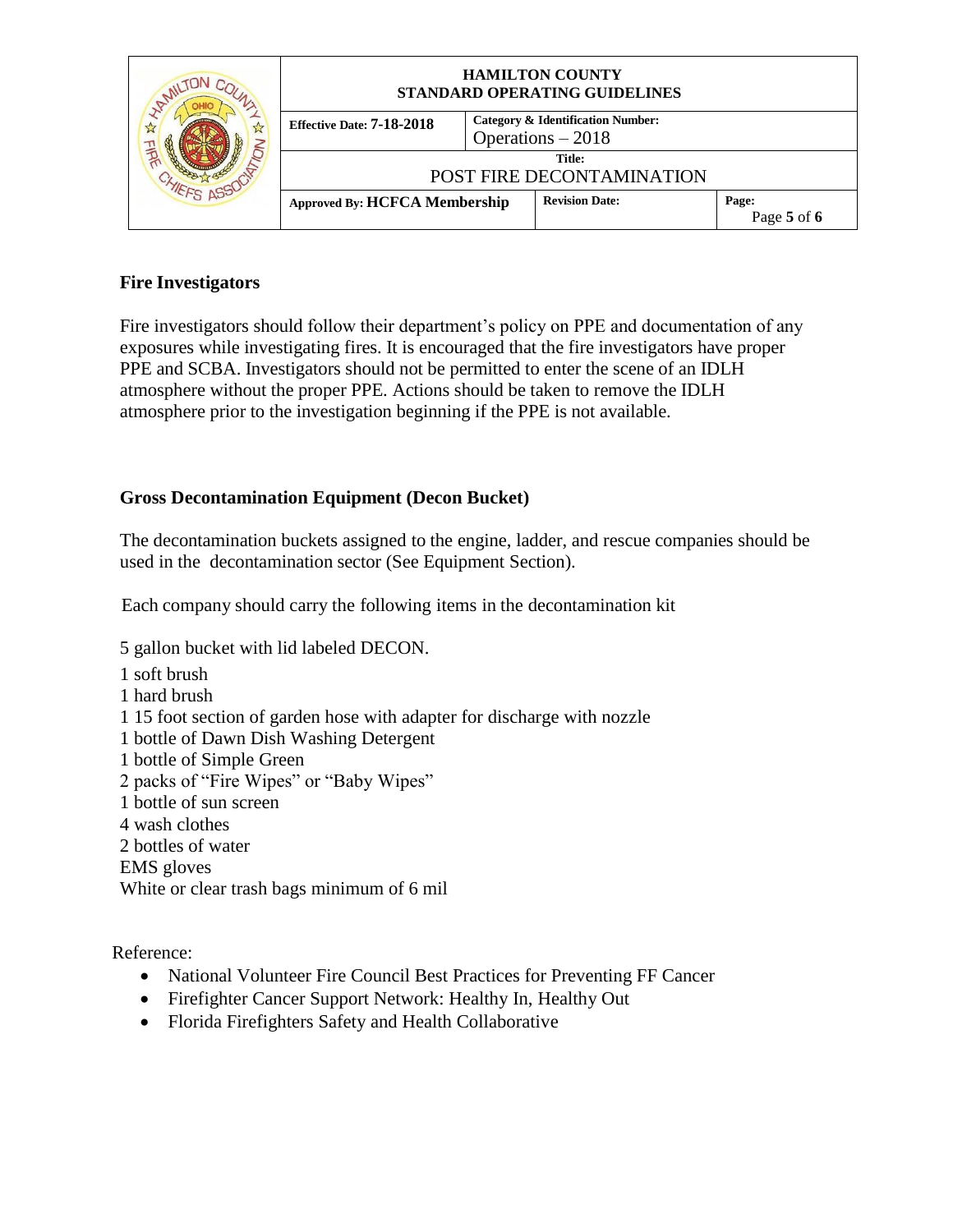## Fire Investigators

Fire investigators should follow their department's policy on PPE and documentation of any exposures while investigating fires. It is encouraged that the fire investigators have proper PPE and SCBA. Investigators should not be permitted to enter the scene of an IDLH atmosphere without the proper PPE. Actions should be taken to remove the IDLH atmosphere prior to the investigation beginning if the PPE is not available.

## Gross Decontamination Equipment (Decon Bucket)

The decontamination buckets assigned to the engine, ladder, and rescue companies should be used in the decontamination sector (See Equipment Section).

Each company should carry the following items in the decontamination kit

5 gallon bucket with lid labeled DECON.
1 soft brush
1 hard brush
1 15 foot section of garden hose with adapter for discharge with nozzle
1 bottle of Dawn Dish Washing Detergent
1 bottle of Simple Green
2 packs of "Fire Wipes" or "Baby Wipes"
1 bottle of sun screen
4 wash clothes
2 bottles of water
EMS gloves
White or clear trash bags minimum of 6 mil

Reference:

- National Volunteer Fire Council Best Practices for Preventing FF Cancer
- Firefighter Cancer Support Network: Healthy In, Healthy Out
- Florida Firefighters Safety and Health Collaborative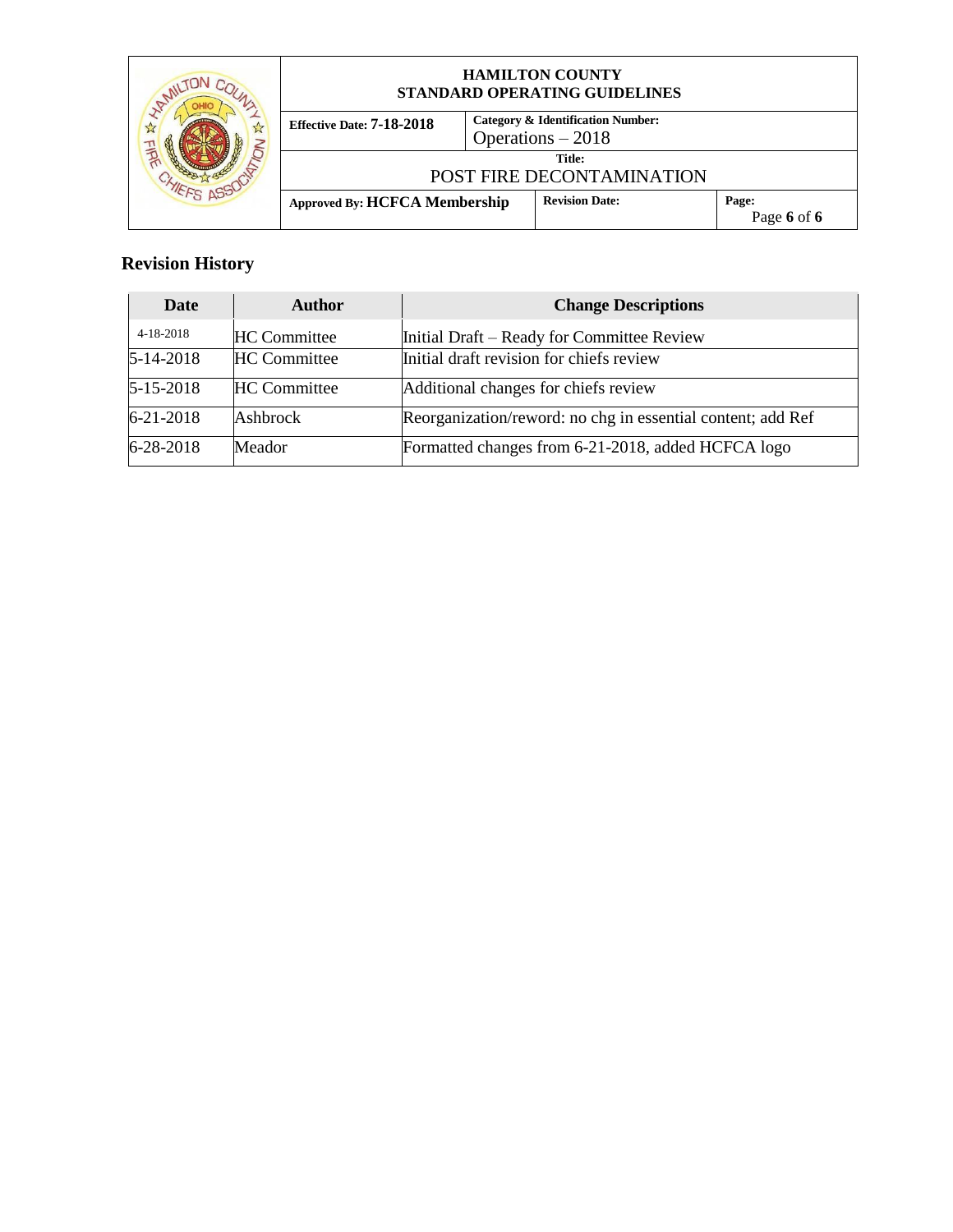## Revision History

| Date | Author | Change Descriptions |
|---|---|---|
| 4-18-2018 | HC Committee | Initial Draft – Ready for Committee Review |
| 5-14-2018 | HC Committee | Initial draft revision for chiefs review |
| 5-15-2018 | HC Committee | Additional changes for chiefs review |
| 6-21-2018 | Ashbrock | Reorganization/reword: no chg in essential content; add Ref |
| 6-28-2018 | Meador | Formatted changes from 6-21-2018, added HCFCA logo |